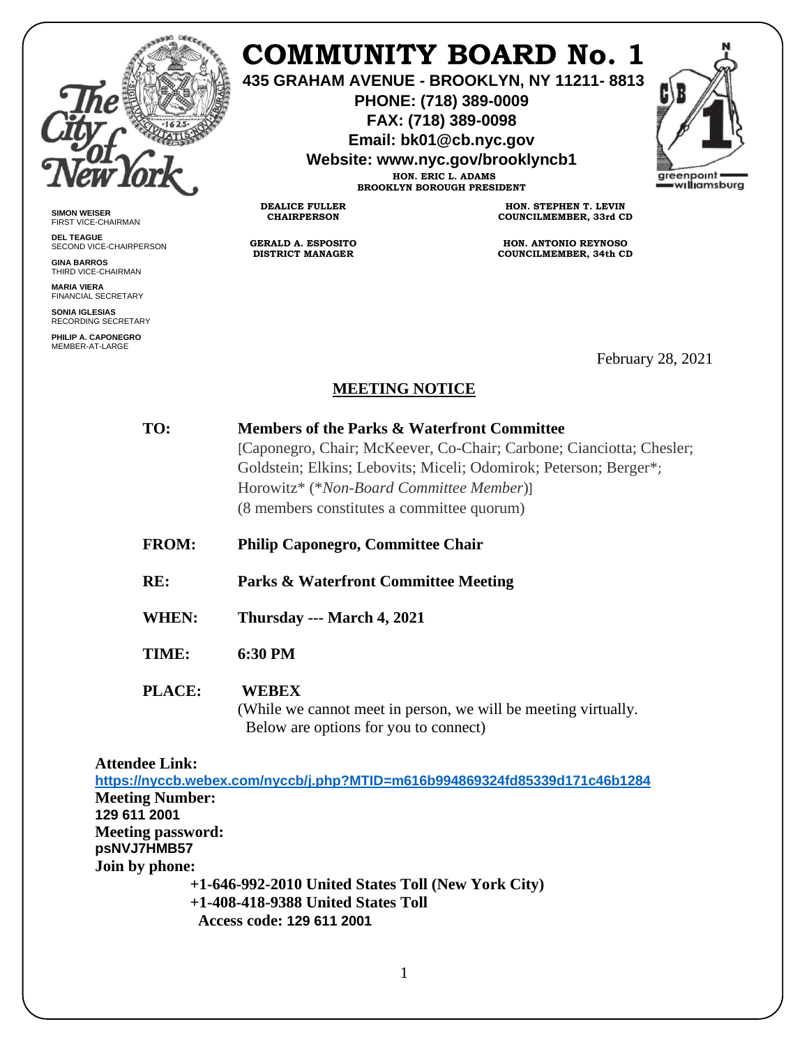# COMMUNITY BOARD No. 1

**435 GRAHAM AVENUE - BROOKLYN, NY 11211- 8813**
**PHONE: (718) 389-0009**
**FAX: (718) 389-0098**
**Email: bk01@cb.nyc.gov**
**Website: www.nyc.gov/brooklyncb1**

**HON. ERIC L. ADAMS**
**BROOKLYN BOROUGH PRESIDENT**

**DEALICE FULLER**
**CHAIRPERSON**

**GERALD A. ESPOSITO**
**DISTRICT MANAGER**

**HON. STEPHEN T. LEVIN**
**COUNCILMEMBER, 33rd CD**

**HON. ANTONIO REYNOSO**
**COUNCILMEMBER, 34th CD**

**SIMON WEISER**
FIRST VICE-CHAIRMAN

**DEL TEAGUE**
SECOND VICE-CHAIRPERSON

**GINA BARROS**
THIRD VICE-CHAIRMAN

**MARIA VIERA**
FINANCIAL SECRETARY

**SONIA IGLESIAS**
RECORDING SECRETARY

**PHILIP A. CAPONEGRO**
MEMBER-AT-LARGE

February 28, 2021

## MEETING NOTICE

**TO:** **Members of the Parks & Waterfront Committee**
[Caponegro, Chair; McKeever, Co-Chair; Carbone; Cianciotta; Chesler; Goldstein; Elkins; Lebovits; Miceli; Odomirok; Peterson; Berger*; Horowitz* (**Non-Board Committee Member*)]
(8 members constitutes a committee quorum)

**FROM:** **Philip Caponegro, Committee Chair**

**RE:** **Parks & Waterfront Committee Meeting**

**WHEN:** **Thursday --- March 4, 2021**

**TIME:** **6:30 PM**

**PLACE:** **WEBEX**
(While we cannot meet in person, we will be meeting virtually. Below are options for you to connect)

**Attendee Link:**
https://nyccb.webex.com/nyccb/j.php?MTID=m616b994869324fd85339d171c46b1284

**Meeting Number:**
**129 611 2001**

**Meeting password:**
**psNVJ7HMB57**

**Join by phone:**
**+1-646-992-2010 United States Toll (New York City)**
**+1-408-418-9388 United States Toll**
**Access code: 129 611 2001**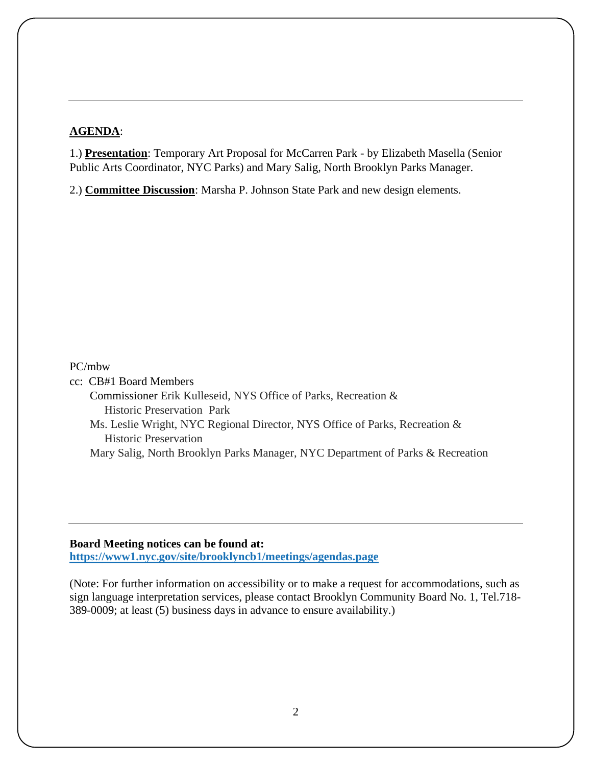**AGENDA**:

1.) **Presentation**: Temporary Art Proposal for McCarren Park - by Elizabeth Masella (Senior Public Arts Coordinator, NYC Parks) and Mary Salig, North Brooklyn Parks Manager.

2.) **Committee Discussion**: Marsha P. Johnson State Park and new design elements.

PC/mbw

cc: CB#1 Board Members
Commissioner Erik Kulleseid, NYS Office of Parks, Recreation & Historic Preservation Park
Ms. Leslie Wright, NYC Regional Director, NYS Office of Parks, Recreation & Historic Preservation
Mary Salig, North Brooklyn Parks Manager, NYC Department of Parks & Recreation

**Board Meeting notices can be found at:**
**https://www1.nyc.gov/site/brooklyncb1/meetings/agendas.page**

(Note: For further information on accessibility or to make a request for accommodations, such as sign language interpretation services, please contact Brooklyn Community Board No. 1, Tel.718-389-0009; at least (5) business days in advance to ensure availability.)